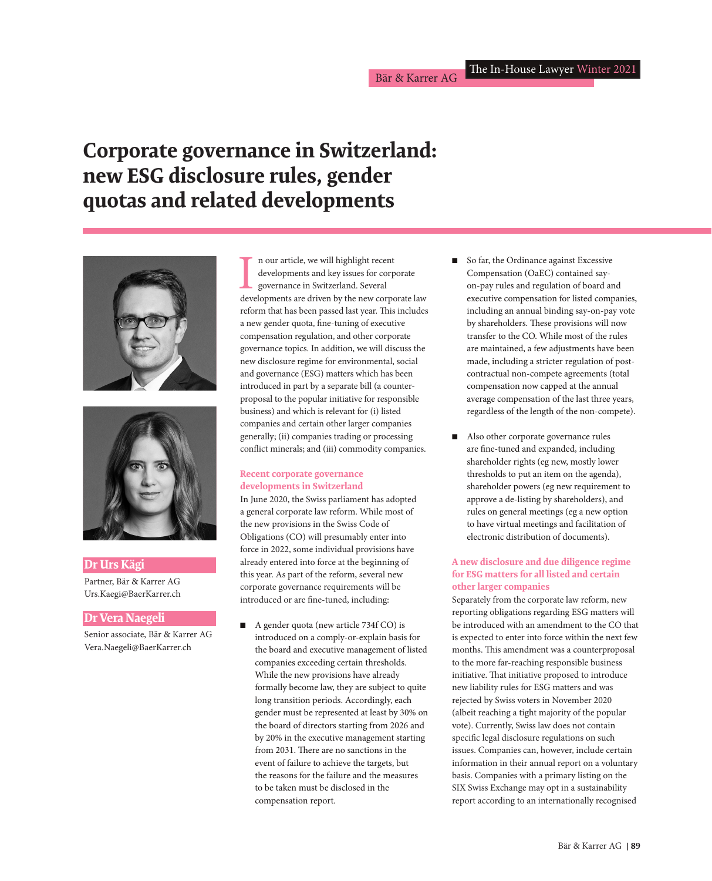# Corporate governance in Switzerland: new ESG disclosure rules, gender quotas and related developments

**Dr Urs Kägi**

Partner, Bär & Karrer AG
Urs.Kaegi@BaerKarrer.ch

**Dr Vera Naegeli**

Senior associate, Bär & Karrer AG
Vera.Naegeli@BaerKarrer.ch

In our article, we will highlight recent developments and key issues for corporate governance in Switzerland. Several developments are driven by the new corporate law reform that has been passed last year. This includes a new gender quota, fine-tuning of executive compensation regulation, and other corporate governance topics. In addition, we will discuss the new disclosure regime for environmental, social and governance (ESG) matters which has been introduced in part by a separate bill (a counter-proposal to the popular initiative for responsible business) and which is relevant for (i) listed companies and certain other larger companies generally; (ii) companies trading or processing conflict minerals; and (iii) commodity companies.

## Recent corporate governance developments in Switzerland

In June 2020, the Swiss parliament has adopted a general corporate law reform. While most of the new provisions in the Swiss Code of Obligations (CO) will presumably enter into force in 2022, some individual provisions have already entered into force at the beginning of this year. As part of the reform, several new corporate governance requirements will be introduced or are fine-tuned, including:

- A gender quota (new article 734f CO) is introduced on a comply-or-explain basis for the board and executive management of listed companies exceeding certain thresholds. While the new provisions have already formally become law, they are subject to quite long transition periods. Accordingly, each gender must be represented at least by 30% on the board of directors starting from 2026 and by 20% in the executive management starting from 2031. There are no sanctions in the event of failure to achieve the targets, but the reasons for the failure and the measures to be taken must be disclosed in the compensation report.
- So far, the Ordinance against Excessive Compensation (OaEC) contained say-on-pay rules and regulation of board and executive compensation for listed companies, including an annual binding say-on-pay vote by shareholders. These provisions will now transfer to the CO. While most of the rules are maintained, a few adjustments have been made, including a stricter regulation of post-contractual non-compete agreements (total compensation now capped at the annual average compensation of the last three years, regardless of the length of the non-compete).
- Also other corporate governance rules are fine-tuned and expanded, including shareholder rights (eg new, mostly lower thresholds to put an item on the agenda), shareholder powers (eg new requirement to approve a de-listing by shareholders), and rules on general meetings (eg a new option to have virtual meetings and facilitation of electronic distribution of documents).

## A new disclosure and due diligence regime for ESG matters for all listed and certain other larger companies

Separately from the corporate law reform, new reporting obligations regarding ESG matters will be introduced with an amendment to the CO that is expected to enter into force within the next few months. This amendment was a counterproposal to the more far-reaching responsible business initiative. That initiative proposed to introduce new liability rules for ESG matters and was rejected by Swiss voters in November 2020 (albeit reaching a tight majority of the popular vote). Currently, Swiss law does not contain specific legal disclosure regulations on such issues. Companies can, however, include certain information in their annual report on a voluntary basis. Companies with a primary listing on the SIX Swiss Exchange may opt in a sustainability report according to an internationally recognised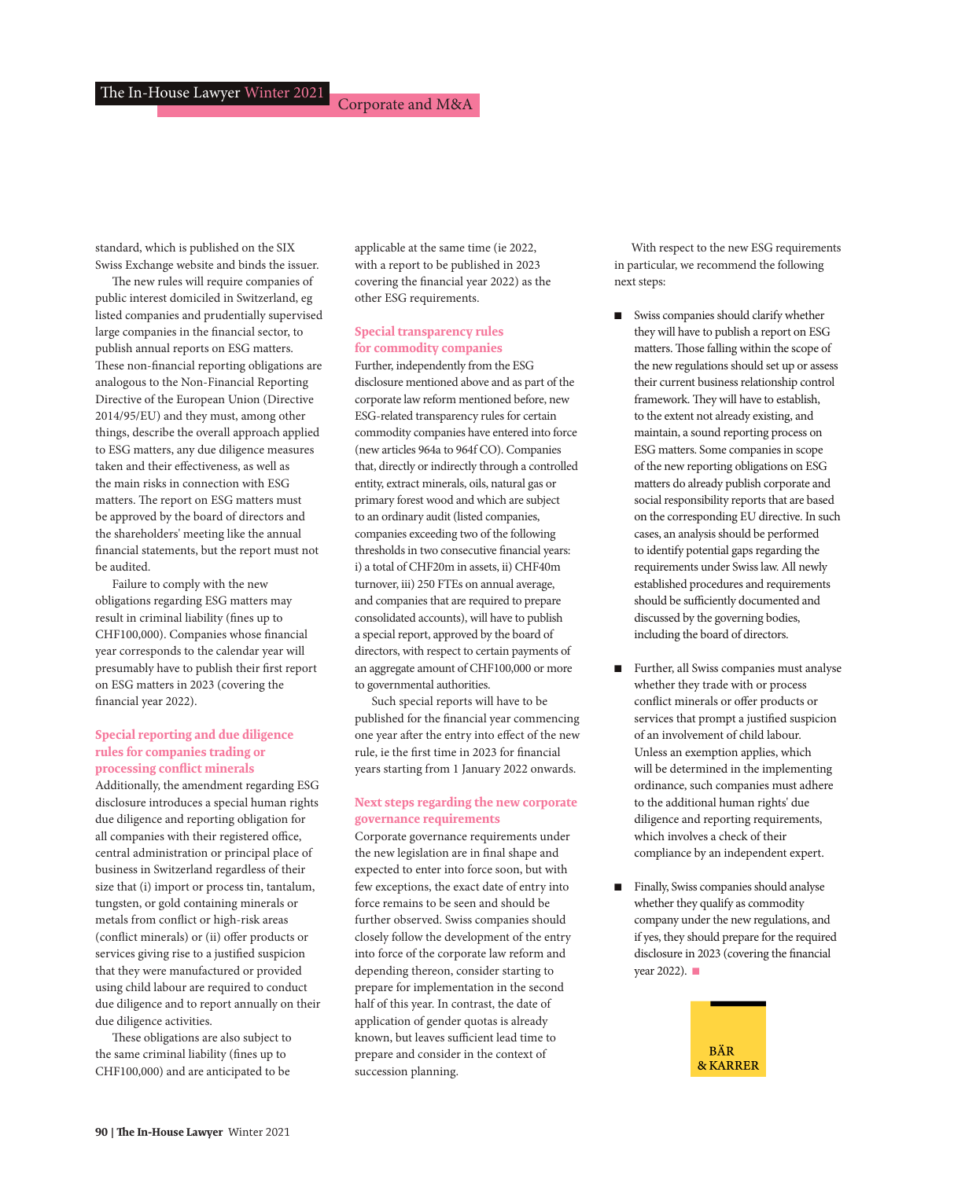standard, which is published on the SIX Swiss Exchange website and binds the issuer.

The new rules will require companies of public interest domiciled in Switzerland, eg listed companies and prudentially supervised large companies in the financial sector, to publish annual reports on ESG matters. These non-financial reporting obligations are analogous to the Non-Financial Reporting Directive of the European Union (Directive 2014/95/EU) and they must, among other things, describe the overall approach applied to ESG matters, any due diligence measures taken and their effectiveness, as well as the main risks in connection with ESG matters. The report on ESG matters must be approved by the board of directors and the shareholders' meeting like the annual financial statements, but the report must not be audited.

Failure to comply with the new obligations regarding ESG matters may result in criminal liability (fines up to CHF100,000). Companies whose financial year corresponds to the calendar year will presumably have to publish their first report on ESG matters in 2023 (covering the financial year 2022).

### Special reporting and due diligence rules for companies trading or processing conflict minerals

Additionally, the amendment regarding ESG disclosure introduces a special human rights due diligence and reporting obligation for all companies with their registered office, central administration or principal place of business in Switzerland regardless of their size that (i) import or process tin, tantalum, tungsten, or gold containing minerals or metals from conflict or high-risk areas (conflict minerals) or (ii) offer products or services giving rise to a justified suspicion that they were manufactured or provided using child labour are required to conduct due diligence and to report annually on their due diligence activities.

These obligations are also subject to the same criminal liability (fines up to CHF100,000) and are anticipated to be applicable at the same time (ie 2022, with a report to be published in 2023 covering the financial year 2022) as the other ESG requirements.

### Special transparency rules for commodity companies

Further, independently from the ESG disclosure mentioned above and as part of the corporate law reform mentioned before, new ESG-related transparency rules for certain commodity companies have entered into force (new articles 964a to 964f CO). Companies that, directly or indirectly through a controlled entity, extract minerals, oils, natural gas or primary forest wood and which are subject to an ordinary audit (listed companies, companies exceeding two of the following thresholds in two consecutive financial years: i) a total of CHF20m in assets, ii) CHF40m turnover, iii) 250 FTEs on annual average, and companies that are required to prepare consolidated accounts), will have to publish a special report, approved by the board of directors, with respect to certain payments of an aggregate amount of CHF100,000 or more to governmental authorities.

Such special reports will have to be published for the financial year commencing one year after the entry into effect of the new rule, ie the first time in 2023 for financial years starting from 1 January 2022 onwards.

### Next steps regarding the new corporate governance requirements

Corporate governance requirements under the new legislation are in final shape and expected to enter into force soon, but with few exceptions, the exact date of entry into force remains to be seen and should be further observed. Swiss companies should closely follow the development of the entry into force of the corporate law reform and depending thereon, consider starting to prepare for implementation in the second half of this year. In contrast, the date of application of gender quotas is already known, but leaves sufficient lead time to prepare and consider in the context of succession planning.

With respect to the new ESG requirements in particular, we recommend the following next steps:

- Swiss companies should clarify whether they will have to publish a report on ESG matters. Those falling within the scope of the new regulations should set up or assess their current business relationship control framework. They will have to establish, to the extent not already existing, and maintain, a sound reporting process on ESG matters. Some companies in scope of the new reporting obligations on ESG matters do already publish corporate and social responsibility reports that are based on the corresponding EU directive. In such cases, an analysis should be performed to identify potential gaps regarding the requirements under Swiss law. All newly established procedures and requirements should be sufficiently documented and discussed by the governing bodies, including the board of directors.

- Further, all Swiss companies must analyse whether they trade with or process conflict minerals or offer products or services that prompt a justified suspicion of an involvement of child labour. Unless an exemption applies, which will be determined in the implementing ordinance, such companies must adhere to the additional human rights' due diligence and reporting requirements, which involves a check of their compliance by an independent expert.

- Finally, Swiss companies should analyse whether they qualify as commodity company under the new regulations, and if yes, they should prepare for the required disclosure in 2023 (covering the financial year 2022).

BÄR & KARRER